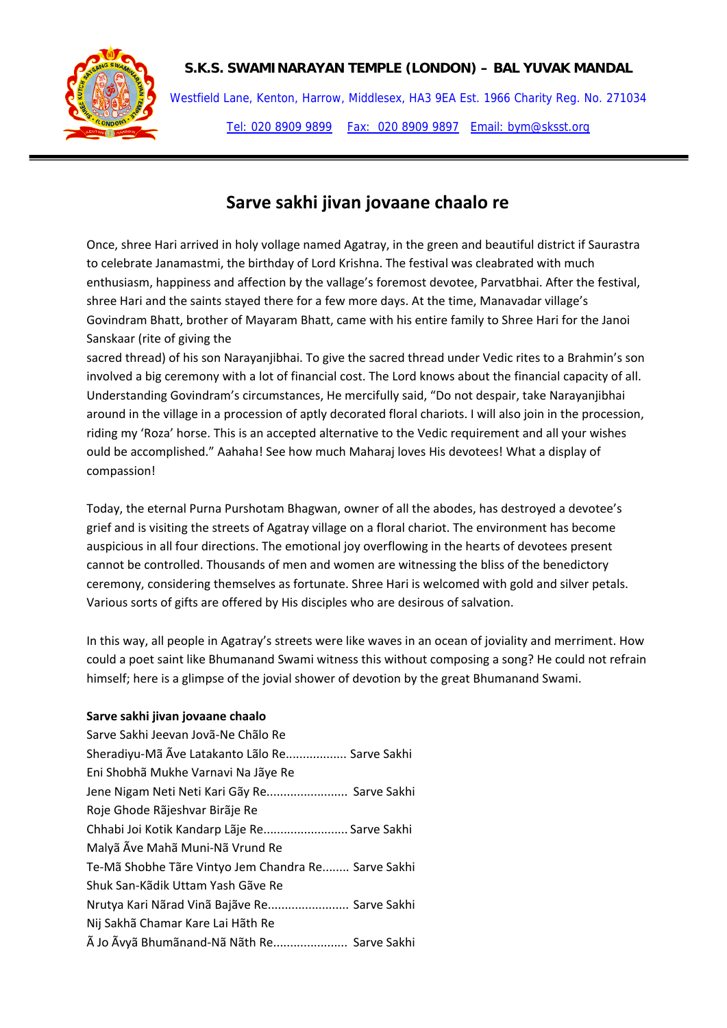**S.K.S. SWAMINARAYAN TEMPLE (LONDON) – BAL YUVAK MANDAL**

Westfield Lane, Kenton, Harrow, Middlesex, HA3 9EA Est. 1966 Charity Reg. No. 271034

Tel: 020 8909 9899 Fax: 020 8909 9897 Email: bym@sksst.org

# Sarve sakhi jivan jovaane chaalo re

Once, shree Hari arrived in holy vollage named Agatray, in the green and beautiful district if Saurastra to celebrate Janamastmi, the birthday of Lord Krishna. The festival was cleabrated with much enthusiasm, happiness and affection by the vallage's foremost devotee, Parvatbhai. After the festival, shree Hari and the saints stayed there for a few more days. At the time, Manavadar village's Govindram Bhatt, brother of Mayaram Bhatt, came with his entire family to Shree Hari for the Janoi Sanskaar (rite of giving the sacred thread) of his son Narayanjibhai. To give the sacred thread under Vedic rites to a Brahmin's son involved a big ceremony with a lot of financial cost. The Lord knows about the financial capacity of all. Understanding Govindram's circumstances, He mercifully said, "Do not despair, take Narayanjibhai around in the village in a procession of aptly decorated floral chariots. I will also join in the procession, riding my 'Roza' horse. This is an accepted alternative to the Vedic requirement and all your wishes ould be accomplished." Aahaha! See how much Maharaj loves His devotees! What a display of compassion!

Today, the eternal Purna Purshotam Bhagwan, owner of all the abodes, has destroyed a devotee's grief and is visiting the streets of Agatray village on a floral chariot. The environment has become auspicious in all four directions. The emotional joy overflowing in the hearts of devotees present cannot be controlled. Thousands of men and women are witnessing the bliss of the benedictory ceremony, considering themselves as fortunate. Shree Hari is welcomed with gold and silver petals. Various sorts of gifts are offered by His disciples who are desirous of salvation.

In this way, all people in Agatray's streets were like waves in an ocean of joviality and merriment. How could a poet saint like Bhumanand Swami witness this without composing a song? He could not refrain himself; here is a glimpse of the jovial shower of devotion by the great Bhumanand Swami.

**Sarve sakhi jivan jovaane chaalo**

Sarve Sakhi Jeevan Jovã-Ne Chãlo Re  
Sheradiyu-Mã Ãve Latakanto Lãlo Re.................. Sarve Sakhi  
Eni Shobhã Mukhe Varnavi Na Jãye Re  
Jene Nigam Neti Neti Kari Gãy Re........................ Sarve Sakhi  
Roje Ghode Rãjeshvar Birãje Re  
Chhabi Joi Kotik Kandarp Lãje Re......................... Sarve Sakhi  
Malyã Ãve Mahã Muni-Nã Vrund Re  
Te-Mã Shobhe Tãre Vintyo Jem Chandra Re........ Sarve Sakhi  
Shuk San-Kãdik Uttam Yash Gãve Re  
Nrutya Kari Nãrad Vinã Bajãve Re........................ Sarve Sakhi  
Nij Sakhã Chamar Kare Lai Hãth Re  
Ã Jo Ãvyã Bhumãnand-Nã Nãth Re...................... Sarve Sakhi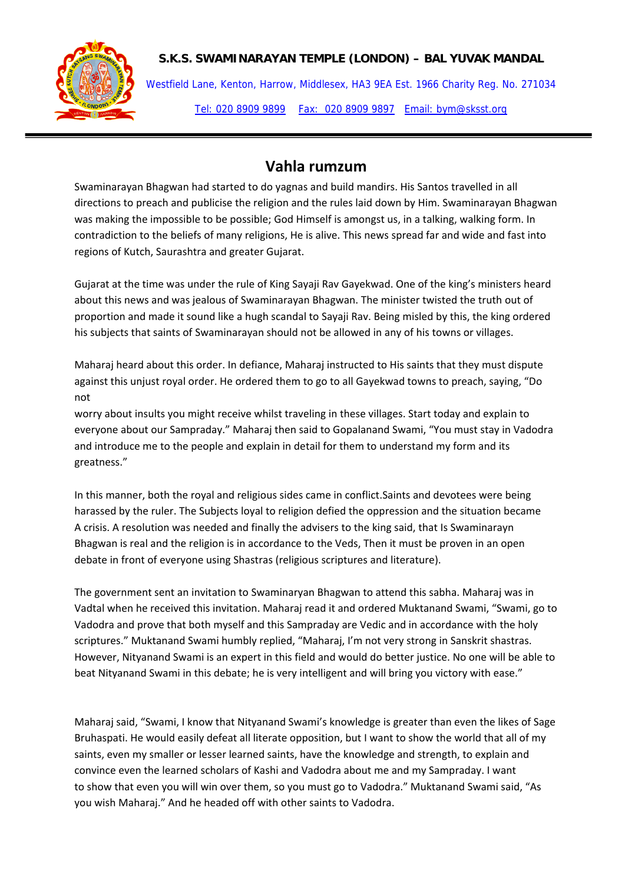# Vahla rumzum

Swaminarayan Bhagwan had started to do yagnas and build mandirs. His Santos travelled in all directions to preach and publicise the religion and the rules laid down by Him. Swaminarayan Bhagwan was making the impossible to be possible; God Himself is amongst us, in a talking, walking form. In contradiction to the beliefs of many religions, He is alive. This news spread far and wide and fast into regions of Kutch, Saurashtra and greater Gujarat.

Gujarat at the time was under the rule of King Sayaji Rav Gayekwad. One of the king's ministers heard about this news and was jealous of Swaminarayan Bhagwan. The minister twisted the truth out of proportion and made it sound like a hugh scandal to Sayaji Rav. Being misled by this, the king ordered his subjects that saints of Swaminarayan should not be allowed in any of his towns or villages.

Maharaj heard about this order. In defiance, Maharaj instructed to His saints that they must dispute against this unjust royal order. He ordered them to go to all Gayekwad towns to preach, saying, "Do not worry about insults you might receive whilst traveling in these villages. Start today and explain to everyone about our Sampraday." Maharaj then said to Gopalanand Swami, "You must stay in Vadodra and introduce me to the people and explain in detail for them to understand my form and its greatness."

In this manner, both the royal and religious sides came in conflict.Saints and devotees were being harassed by the ruler. The Subjects loyal to religion defied the oppression and the situation became A crisis. A resolution was needed and finally the advisers to the king said, that Is Swaminarayn Bhagwan is real and the religion is in accordance to the Veds, Then it must be proven in an open debate in front of everyone using Shastras (religious scriptures and literature).

The government sent an invitation to Swaminaryan Bhagwan to attend this sabha. Maharaj was in Vadtal when he received this invitation. Maharaj read it and ordered Muktanand Swami, "Swami, go to Vadodra and prove that both myself and this Sampraday are Vedic and in accordance with the holy scriptures." Muktanand Swami humbly replied, "Maharaj, I'm not very strong in Sanskrit shastras. However, Nityanand Swami is an expert in this field and would do better justice. No one will be able to beat Nityanand Swami in this debate; he is very intelligent and will bring you victory with ease."

Maharaj said, "Swami, I know that Nityanand Swami's knowledge is greater than even the likes of Sage Bruhaspati. He would easily defeat all literate opposition, but I want to show the world that all of my saints, even my smaller or lesser learned saints, have the knowledge and strength, to explain and convince even the learned scholars of Kashi and Vadodra about me and my Sampraday. I want to show that even you will win over them, so you must go to Vadodra." Muktanand Swami said, "As you wish Maharaj." And he headed off with other saints to Vadodra.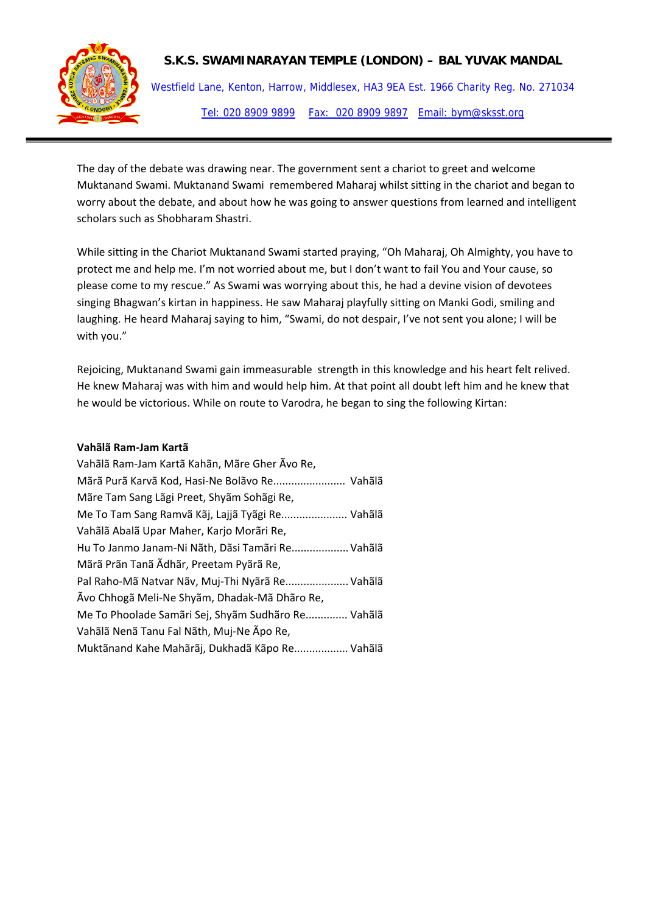The day of the debate was drawing near. The government sent a chariot to greet and welcome Muktanand Swami. Muktanand Swami remembered Maharaj whilst sitting in the chariot and began to worry about the debate, and about how he was going to answer questions from learned and intelligent scholars such as Shobharam Shastri.

While sitting in the Chariot Muktanand Swami started praying, "Oh Maharaj, Oh Almighty, you have to protect me and help me. I'm not worried about me, but I don't want to fail You and Your cause, so please come to my rescue." As Swami was worrying about this, he had a devine vision of devotees singing Bhagwan's kirtan in happiness. He saw Maharaj playfully sitting on Manki Godi, smiling and laughing. He heard Maharaj saying to him, "Swami, do not despair, I've not sent you alone; I will be with you."

Rejoicing, Muktanand Swami gain immeasurable strength in this knowledge and his heart felt relived. He knew Maharaj was with him and would help him. At that point all doubt left him and he knew that he would be victorious. While on route to Varodra, he began to sing the following Kirtan:

**Vahãlã Ram-Jam Kartã**

Vahãlã Ram-Jam Kartã Kahãn, Mãre Gher Ãvo Re,
Mãrã Purã Karvã Kod, Hasi-Ne Bolãvo Re........................ Vahãlã
Mãre Tam Sang Lãgi Preet, Shyãm Sohãgi Re,
Me To Tam Sang Ramvã Kãj, Lajjã Tyãgi Re...................... Vahãlã
Vahãlã Abalã Upar Maher, Karjo Morãri Re,
Hu To Janmo Janam-Ni Nãth, Dãsi Tamãri Re................... Vahãlã
Mãrã Prãn Tanã Ãdhãr, Preetam Pyãrã Re,
Pal Raho-Mã Natvar Nãv, Muj-Thi Nyãrã Re..................... Vahãlã
Ãvo Chhogã Meli-Ne Shyãm, Dhadak-Mã Dhãro Re,
Me To Phoolade Samãri Sej, Shyãm Sudhãro Re.............. Vahãlã
Vahãlã Nenã Tanu Fal Nãth, Muj-Ne Ãpo Re,
Muktãnand Kahe Mahãrãj, Dukhadã Kãpo Re.................. Vahãlã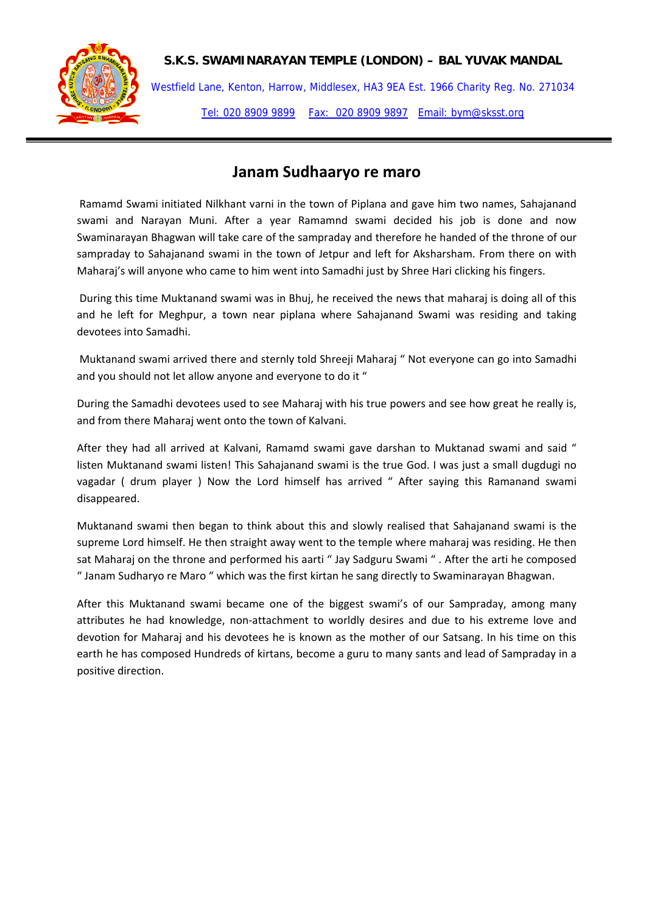# Janam Sudhaaryo re maro

Ramamd Swami initiated Nilkhant varni in the town of Piplana and gave him two names, Sahajanand swami and Narayan Muni. After a year Ramamnd swami decided his job is done and now Swaminarayan Bhagwan will take care of the sampraday and therefore he handed of the throne of our sampraday to Sahajanand swami in the town of Jetpur and left for Aksharsham. From there on with Maharaj's will anyone who came to him went into Samadhi just by Shree Hari clicking his fingers.

During this time Muktanand swami was in Bhuj, he received the news that maharaj is doing all of this and he left for Meghpur, a town near piplana where Sahajanand Swami was residing and taking devotees into Samadhi.

Muktanand swami arrived there and sternly told Shreeji Maharaj " Not everyone can go into Samadhi and you should not let allow anyone and everyone to do it "

During the Samadhi devotees used to see Maharaj with his true powers and see how great he really is, and from there Maharaj went onto the town of Kalvani.

After they had all arrived at Kalvani, Ramamd swami gave darshan to Muktanad swami and said " listen Muktanand swami listen! This Sahajanand swami is the true God. I was just a small dugdugi no vagadar ( drum player ) Now the Lord himself has arrived " After saying this Ramanand swami disappeared.

Muktanand swami then began to think about this and slowly realised that Sahajanand swami is the supreme Lord himself. He then straight away went to the temple where maharaj was residing. He then sat Maharaj on the throne and performed his aarti " Jay Sadguru Swami " . After the arti he composed " Janam Sudharyo re Maro " which was the first kirtan he sang directly to Swaminarayan Bhagwan.

After this Muktanand swami became one of the biggest swami's of our Sampraday, among many attributes he had knowledge, non-attachment to worldly desires and due to his extreme love and devotion for Maharaj and his devotees he is known as the mother of our Satsang. In his time on this earth he has composed Hundreds of kirtans, become a guru to many sants and lead of Sampraday in a positive direction.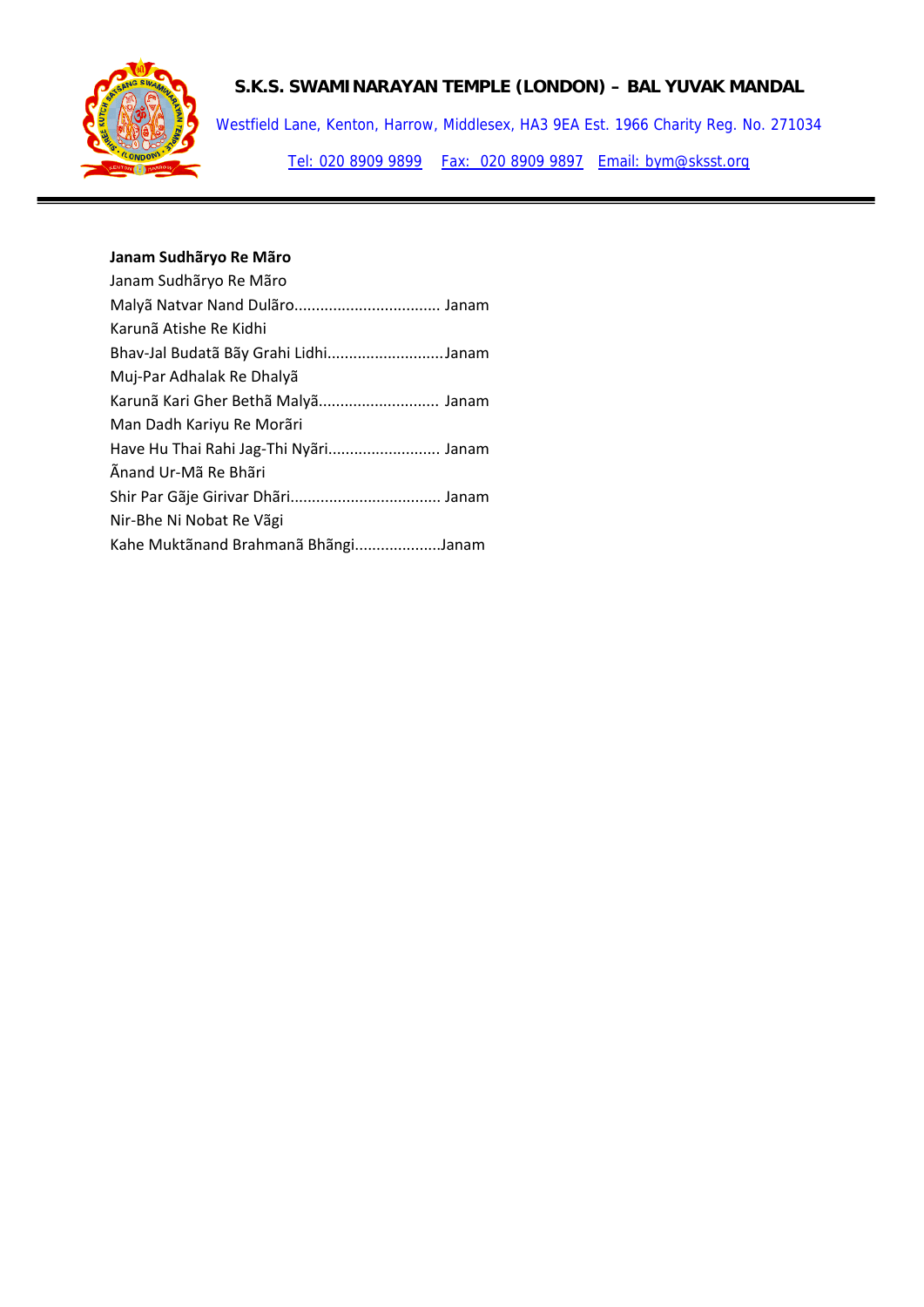**Janam Sudhãryo Re Mãro**

Janam Sudhãryo Re Mãro
Malyã Natvar Nand Dulãro.................................. Janam
Karunã Atishe Re Kidhi
Bhav-Jal Budatã Bãy Grahi Lidhi...........................Janam
Muj-Par Adhalak Re Dhalyã
Karunã Kari Gher Bethã Malyã............................ Janam
Man Dadh Kariyu Re Morãri
Have Hu Thai Rahi Jag-Thi Nyãri.......................... Janam
Ãnand Ur-Mã Re Bhãri
Shir Par Gãje Girivar Dhãri................................... Janam
Nir-Bhe Ni Nobat Re Vãgi
Kahe Muktãnand Brahmanã Bhãngi....................Janam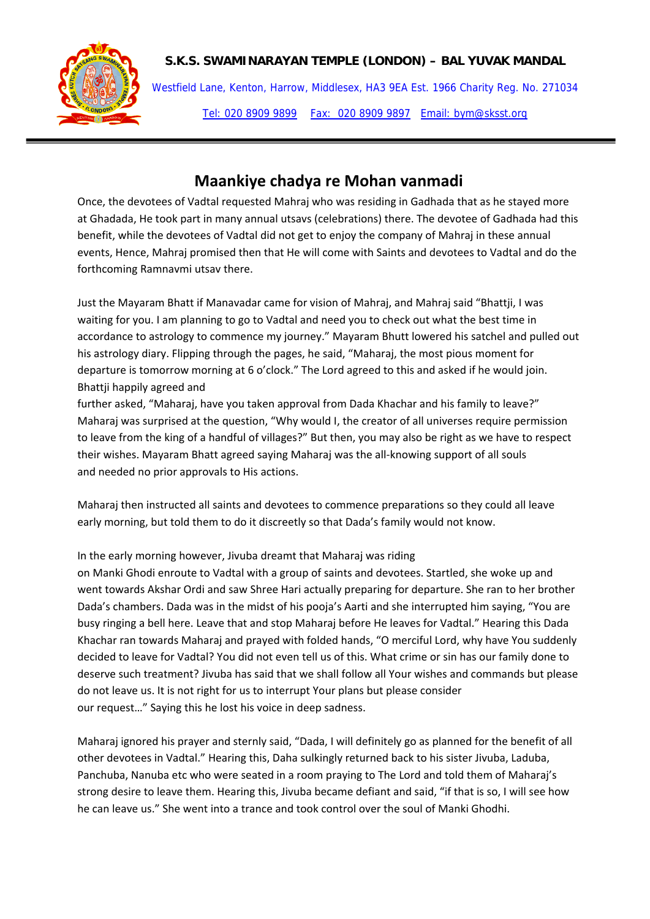## Maankiye chadya re Mohan vanmadi

Once, the devotees of Vadtal requested Mahraj who was residing in Gadhada that as he stayed more at Ghadada, He took part in many annual utsavs (celebrations) there. The devotee of Gadhada had this benefit, while the devotees of Vadtal did not get to enjoy the company of Mahraj in these annual events, Hence, Mahraj promised then that He will come with Saints and devotees to Vadtal and do the forthcoming Ramnavmi utsav there.

Just the Mayaram Bhatt if Manavadar came for vision of Mahraj, and Mahraj said "Bhattji, I was waiting for you. I am planning to go to Vadtal and need you to check out what the best time in accordance to astrology to commence my journey." Mayaram Bhutt lowered his satchel and pulled out his astrology diary. Flipping through the pages, he said, "Maharaj, the most pious moment for departure is tomorrow morning at 6 o'clock." The Lord agreed to this and asked if he would join. Bhattji happily agreed and further asked, "Maharaj, have you taken approval from Dada Khachar and his family to leave?" Maharaj was surprised at the question, "Why would I, the creator of all universes require permission to leave from the king of a handful of villages?" But then, you may also be right as we have to respect their wishes. Mayaram Bhatt agreed saying Maharaj was the all-knowing support of all souls and needed no prior approvals to His actions.

Maharaj then instructed all saints and devotees to commence preparations so they could all leave early morning, but told them to do it discreetly so that Dada's family would not know.

In the early morning however, Jivuba dreamt that Maharaj was riding on Manki Ghodi enroute to Vadtal with a group of saints and devotees. Startled, she woke up and went towards Akshar Ordi and saw Shree Hari actually preparing for departure. She ran to her brother Dada's chambers. Dada was in the midst of his pooja's Aarti and she interrupted him saying, "You are busy ringing a bell here. Leave that and stop Maharaj before He leaves for Vadtal." Hearing this Dada Khachar ran towards Maharaj and prayed with folded hands, "O merciful Lord, why have You suddenly decided to leave for Vadtal? You did not even tell us of this. What crime or sin has our family done to deserve such treatment? Jivuba has said that we shall follow all Your wishes and commands but please do not leave us. It is not right for us to interrupt Your plans but please consider our request…" Saying this he lost his voice in deep sadness.

Maharaj ignored his prayer and sternly said, "Dada, I will definitely go as planned for the benefit of all other devotees in Vadtal." Hearing this, Daha sulkingly returned back to his sister Jivuba, Laduba, Panchuba, Nanuba etc who were seated in a room praying to The Lord and told them of Maharaj's strong desire to leave them. Hearing this, Jivuba became defiant and said, "if that is so, I will see how he can leave us." She went into a trance and took control over the soul of Manki Ghodhi.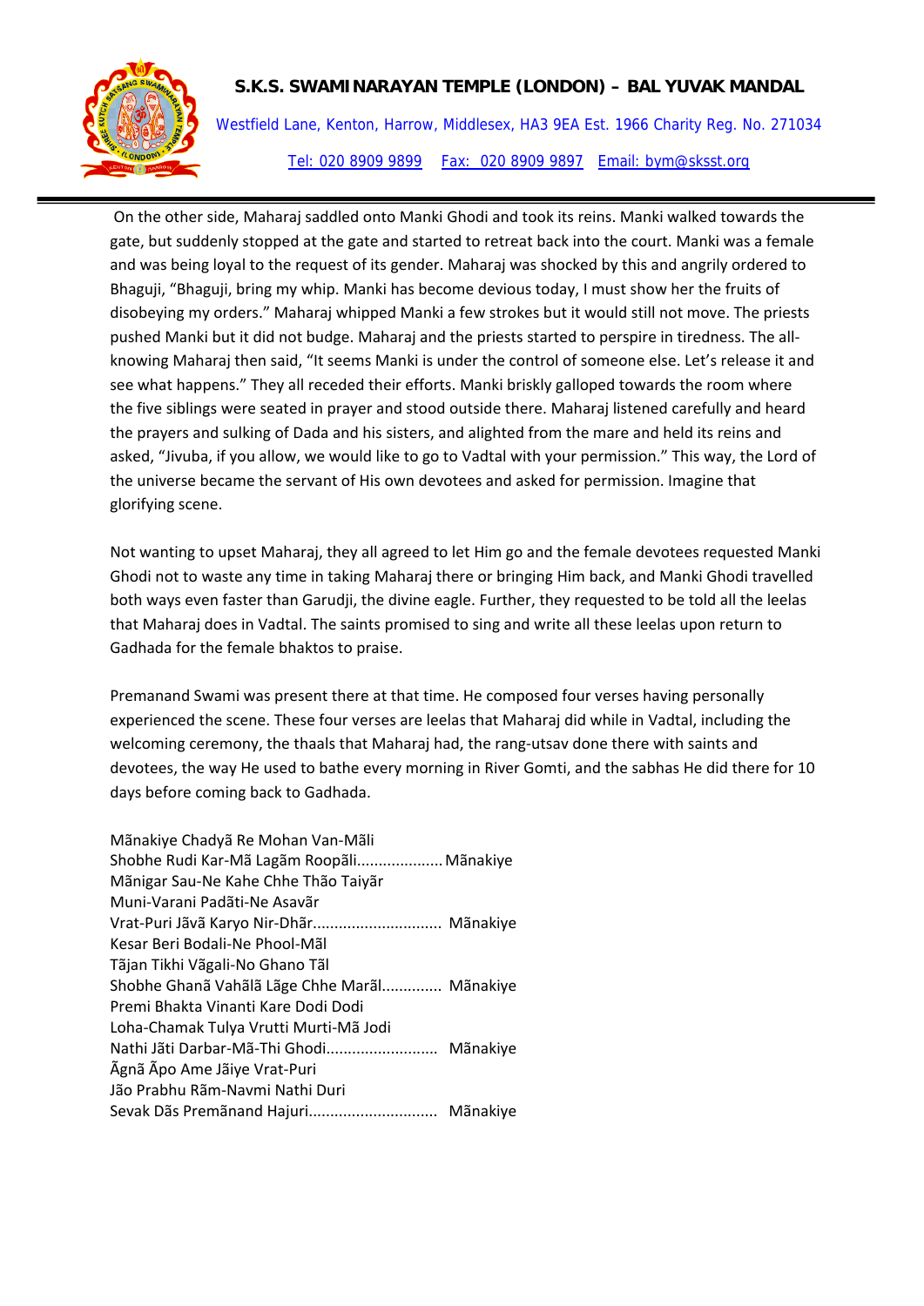On the other side, Maharaj saddled onto Manki Ghodi and took its reins. Manki walked towards the gate, but suddenly stopped at the gate and started to retreat back into the court. Manki was a female and was being loyal to the request of its gender. Maharaj was shocked by this and angrily ordered to Bhaguji, "Bhaguji, bring my whip. Manki has become devious today, I must show her the fruits of disobeying my orders." Maharaj whipped Manki a few strokes but it would still not move. The priests pushed Manki but it did not budge. Maharaj and the priests started to perspire in tiredness. The all-knowing Maharaj then said, "It seems Manki is under the control of someone else. Let's release it and see what happens." They all receded their efforts. Manki briskly galloped towards the room where the five siblings were seated in prayer and stood outside there. Maharaj listened carefully and heard the prayers and sulking of Dada and his sisters, and alighted from the mare and held its reins and asked, "Jivuba, if you allow, we would like to go to Vadtal with your permission." This way, the Lord of the universe became the servant of His own devotees and asked for permission. Imagine that glorifying scene.

Not wanting to upset Maharaj, they all agreed to let Him go and the female devotees requested Manki Ghodi not to waste any time in taking Maharaj there or bringing Him back, and Manki Ghodi travelled both ways even faster than Garudji, the divine eagle. Further, they requested to be told all the leelas that Maharaj does in Vadtal. The saints promised to sing and write all these leelas upon return to Gadhada for the female bhaktos to praise.

Premanand Swami was present there at that time. He composed four verses having personally experienced the scene. These four verses are leelas that Maharaj did while in Vadtal, including the welcoming ceremony, the thaals that Maharaj had, the rang-utsav done there with saints and devotees, the way He used to bathe every morning in River Gomti, and the sabhas He did there for 10 days before coming back to Gadhada.

Mãnakiye Chadyã Re Mohan Van-Mãli
Shobhe Rudi Kar-Mã Lagãm Roopãli.................... Mãnakiye
Mãnigar Sau-Ne Kahe Chhe Thão Taiyãr
Muni-Varani Padãti-Ne Asavãr
Vrat-Puri Jãvã Karyo Nir-Dhãr............................. Mãnakiye
Kesar Beri Bodali-Ne Phool-Mãl
Tãjan Tikhi Vãgali-No Ghano Tãl
Shobhe Ghanã Vahãlã Lãge Chhe Marãl.............. Mãnakiye
Premi Bhakta Vinanti Kare Dodi Dodi
Loha-Chamak Tulya Vrutti Murti-Mã Jodi
Nathi Jãti Darbar-Mã-Thi Ghodi.......................... Mãnakiye
Ãgnã Ãpo Ame Jãiye Vrat-Puri
Jão Prabhu Rãm-Navmi Nathi Duri
Sevak Dãs Premãnand Hajuri............................. Mãnakiye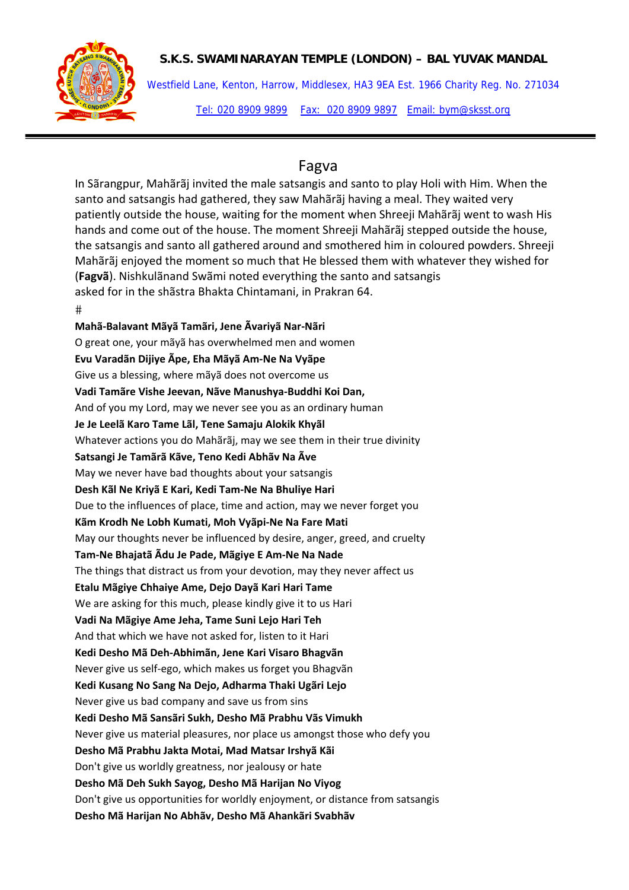## Fagva

In Sãrangpur, Mahãrãj invited the male satsangis and santo to play Holi with Him. When the santo and satsangis had gathered, they saw Mahãrãj having a meal. They waited very patiently outside the house, waiting for the moment when Shreeji Mahãrãj went to wash His hands and come out of the house. The moment Shreeji Mahãrãj stepped outside the house, the satsangis and santo all gathered around and smothered him in coloured powders. Shreeji Mahãrãj enjoyed the moment so much that He blessed them with whatever they wished for (**Fagvã**). Nishkulãnand Swãmi noted everything the santo and satsangis asked for in the shãstra Bhakta Chintamani, in Prakran 64.

#

**Mahã-Balavant Mãyã Tamãri, Jene Ãvariyã Nar-Nãri**
O great one, your mãyã has overwhelmed men and women
**Evu Varadãn Dijiye Ãpe, Eha Mãyã Am-Ne Na Vyãpe**
Give us a blessing, where mãyã does not overcome us
**Vadi Tamãre Vishe Jeevan, Nãve Manushya-Buddhi Koi Dan,**
And of you my Lord, may we never see you as an ordinary human
**Je Je Leelã Karo Tame Lãl, Tene Samaju Alokik Khyãl**
Whatever actions you do Mahãrãj, may we see them in their true divinity
**Satsangi Je Tamãrã Kãve, Teno Kedi Abhãv Na Ãve**
May we never have bad thoughts about your satsangis
**Desh Kãl Ne Kriyã E Kari, Kedi Tam-Ne Na Bhuliye Hari**
Due to the influences of place, time and action, may we never forget you
**Kãm Krodh Ne Lobh Kumati, Moh Vyãpi-Ne Na Fare Mati**
May our thoughts never be influenced by desire, anger, greed, and cruelty
**Tam-Ne Bhajatã Ãdu Je Pade, Mãgiye E Am-Ne Na Nade**
The things that distract us from your devotion, may they never affect us
**Etalu Mãgiye Chhaiye Ame, Dejo Dayã Kari Hari Tame**
We are asking for this much, please kindly give it to us Hari
**Vadi Na Mãgiye Ame Jeha, Tame Suni Lejo Hari Teh**
And that which we have not asked for, listen to it Hari
**Kedi Desho Mã Deh-Abhimãn, Jene Kari Visaro Bhagvãn**
Never give us self-ego, which makes us forget you Bhagvãn
**Kedi Kusang No Sang Na Dejo, Adharma Thaki Ugãri Lejo**
Never give us bad company and save us from sins
**Kedi Desho Mã Sansãri Sukh, Desho Mã Prabhu Vãs Vimukh**
Never give us material pleasures, nor place us amongst those who defy you
**Desho Mã Prabhu Jakta Motai, Mad Matsar Irshyã Kãi**
Don't give us worldly greatness, nor jealousy or hate
**Desho Mã Deh Sukh Sayog, Desho Mã Harijan No Viyog**
Don't give us opportunities for worldly enjoyment, or distance from satsangis
**Desho Mã Harijan No Abhãv, Desho Mã Ahankãri Svabhãv**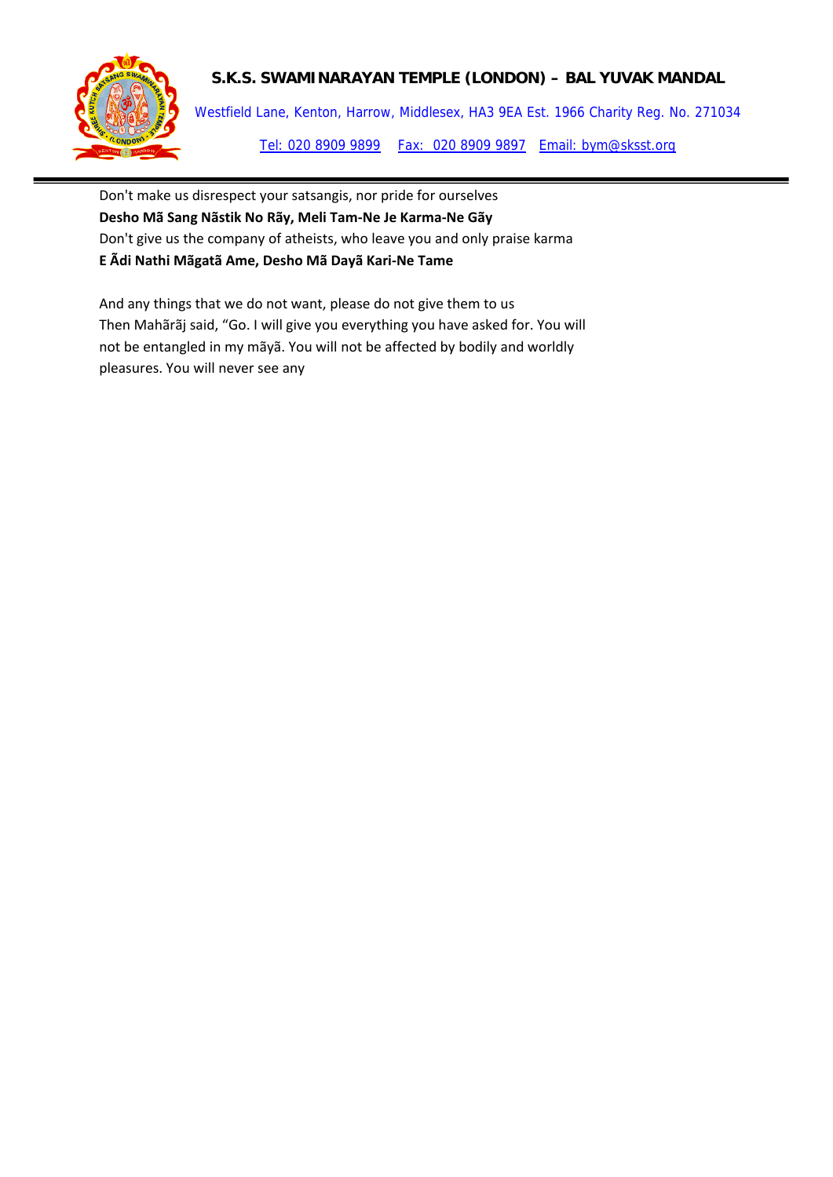Don't make us disrespect your satsangis, nor pride for ourselves
**Desho Mã Sang Nãstik No Rãy, Meli Tam-Ne Je Karma-Ne Gãy**
Don't give us the company of atheists, who leave you and only praise karma
**E Ãdi Nathi Mãgatã Ame, Desho Mã Dayã Kari-Ne Tame**

And any things that we do not want, please do not give them to us
Then Mahãrãj said, "Go. I will give you everything you have asked for. You will not be entangled in my mãyã. You will not be affected by bodily and worldly pleasures. You will never see any